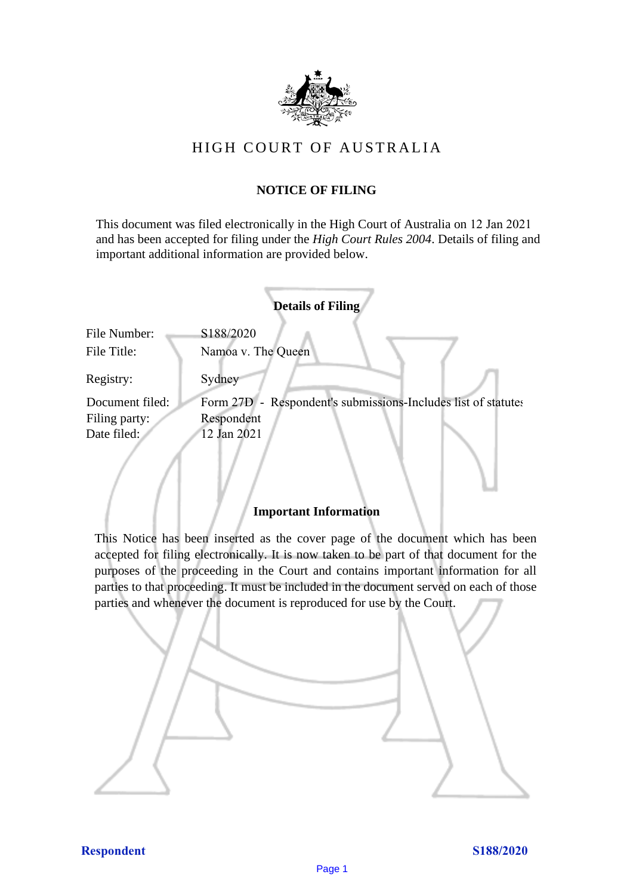# HIGH COURT OF AUSTRALIA

## NOTICE OF FILING

This document was filed electronically in the High Court of Australia on 12 Jan 2021 and has been accepted for filing under the *High Court Rules 2004*. Details of filing and important additional information are provided below.

### Details of Filing

| | |
|---|---|
| File Number: | S188/2020 |
| File Title: | Namoa v. The Queen |
| Registry: | Sydney |
| Document filed: | Form 27D - Respondent's submissions-Includes list of statutes |
| Filing party: | Respondent |
| Date filed: | 12 Jan 2021 |

### Important Information

This Notice has been inserted as the cover page of the document which has been accepted for filing electronically. It is now taken to be part of that document for the purposes of the proceeding in the Court and contains important information for all parties to that proceeding. It must be included in the document served on each of those parties and whenever the document is reproduced for use by the Court.

**Respondent** **S188/2020**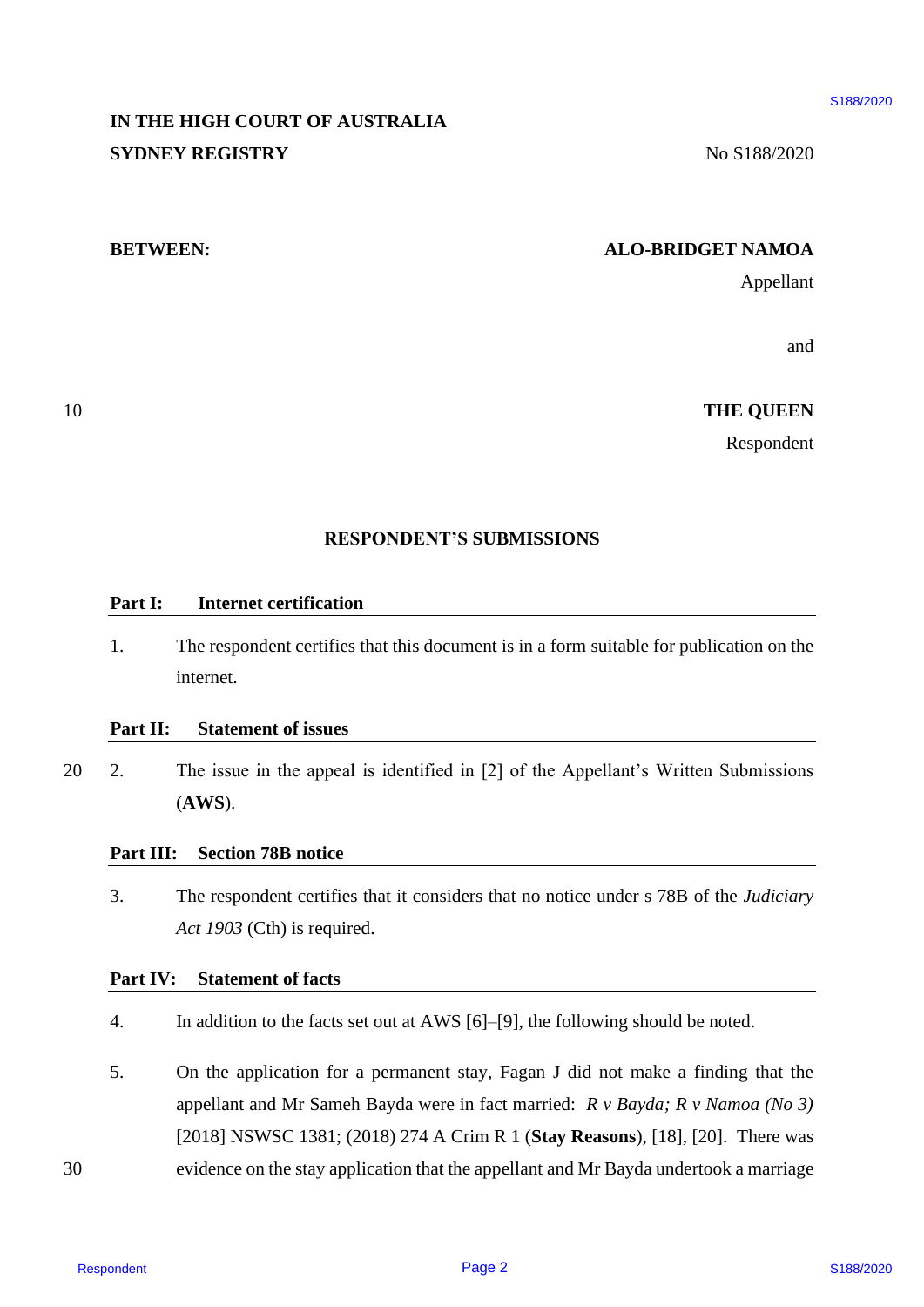**IN THE HIGH COURT OF AUSTRALIA**
**SYDNEY REGISTRY**

No S188/2020

**BETWEEN:**

**ALO-BRIDGET NAMOA**
Appellant

and

**THE QUEEN**
Respondent

## RESPONDENT'S SUBMISSIONS

### Part I: Internet certification

1. The respondent certifies that this document is in a form suitable for publication on the internet.

### Part II: Statement of issues

2. The issue in the appeal is identified in [2] of the Appellant's Written Submissions (**AWS**).

### Part III: Section 78B notice

3. The respondent certifies that it considers that no notice under s 78B of the *Judiciary Act 1903* (Cth) is required.

### Part IV: Statement of facts

4. In addition to the facts set out at AWS [6]–[9], the following should be noted.

5. On the application for a permanent stay, Fagan J did not make a finding that the appellant and Mr Sameh Bayda were in fact married: *R v Bayda; R v Namoa (No 3)* [2018] NSWSC 1381; (2018) 274 A Crim R 1 (**Stay Reasons**), [18], [20]. There was evidence on the stay application that the appellant and Mr Bayda undertook a marriage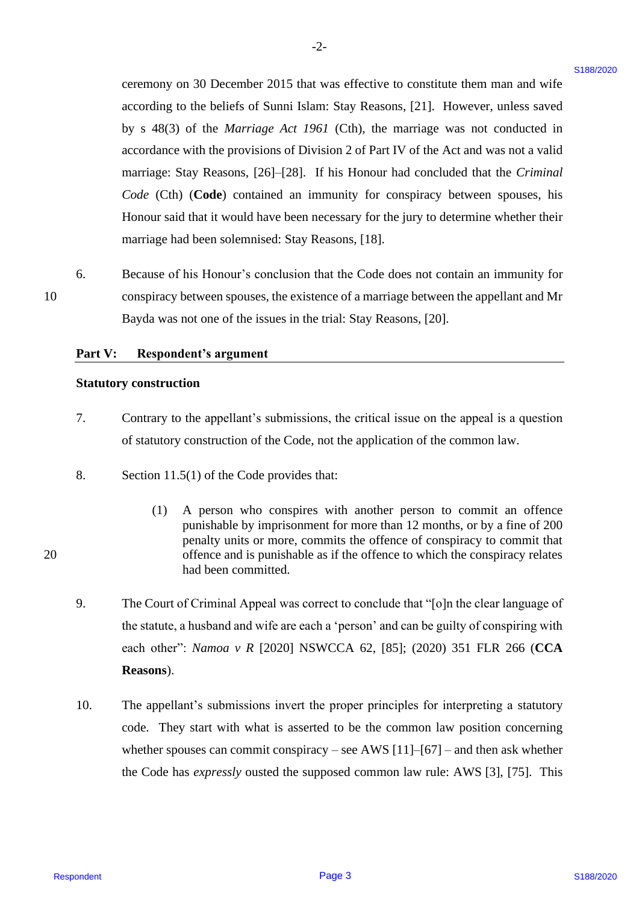ceremony on 30 December 2015 that was effective to constitute them man and wife according to the beliefs of Sunni Islam: Stay Reasons, [21]. However, unless saved by s 48(3) of the *Marriage Act 1961* (Cth), the marriage was not conducted in accordance with the provisions of Division 2 of Part IV of the Act and was not a valid marriage: Stay Reasons, [26]–[28]. If his Honour had concluded that the *Criminal Code* (Cth) (**Code**) contained an immunity for conspiracy between spouses, his Honour said that it would have been necessary for the jury to determine whether their marriage had been solemnised: Stay Reasons, [18].

6. Because of his Honour's conclusion that the Code does not contain an immunity for conspiracy between spouses, the existence of a marriage between the appellant and Mr Bayda was not one of the issues in the trial: Stay Reasons, [20].

## Part V: Respondent's argument

### Statutory construction

7. Contrary to the appellant's submissions, the critical issue on the appeal is a question of statutory construction of the Code, not the application of the common law.

8. Section 11.5(1) of the Code provides that:

> (1) A person who conspires with another person to commit an offence punishable by imprisonment for more than 12 months, or by a fine of 200 penalty units or more, commits the offence of conspiracy to commit that offence and is punishable as if the offence to which the conspiracy relates had been committed.

9. The Court of Criminal Appeal was correct to conclude that "[o]n the clear language of the statute, a husband and wife are each a 'person' and can be guilty of conspiring with each other": *Namoa v R* [2020] NSWCCA 62, [85]; (2020) 351 FLR 266 (**CCA Reasons**).

10. The appellant's submissions invert the proper principles for interpreting a statutory code. They start with what is asserted to be the common law position concerning whether spouses can commit conspiracy – see AWS [11]–[67] – and then ask whether the Code has *expressly* ousted the supposed common law rule: AWS [3], [75]. This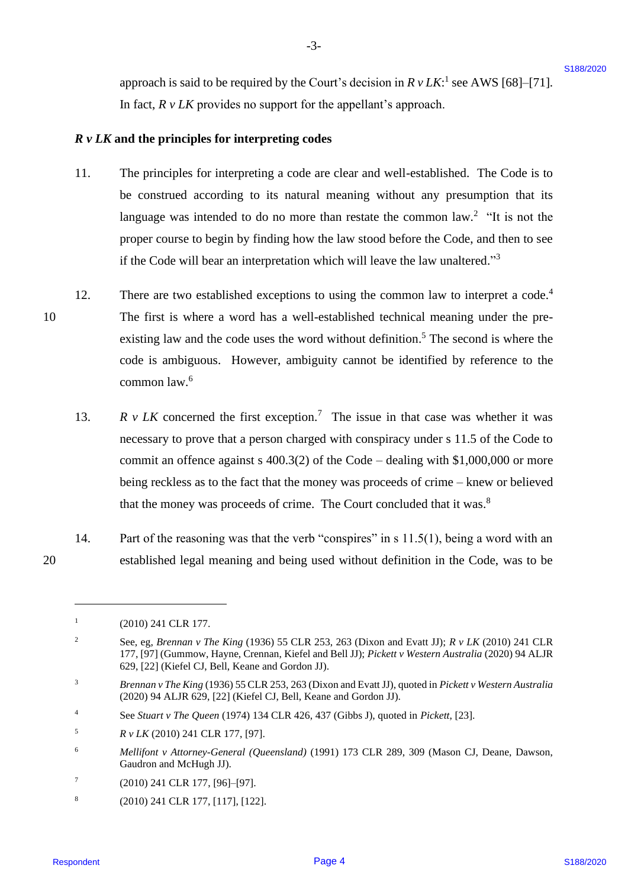approach is said to be required by the Court's decision in *R v LK*:[1] see AWS [68]–[71]. In fact, *R v LK* provides no support for the appellant's approach.

### *R v LK* and the principles for interpreting codes

11. The principles for interpreting a code are clear and well-established. The Code is to be construed according to its natural meaning without any presumption that its language was intended to do no more than restate the common law.[2] "It is not the proper course to begin by finding how the law stood before the Code, and then to see if the Code will bear an interpretation which will leave the law unaltered."[3]

12. There are two established exceptions to using the common law to interpret a code.[4] The first is where a word has a well-established technical meaning under the pre-existing law and the code uses the word without definition.[5] The second is where the code is ambiguous. However, ambiguity cannot be identified by reference to the common law.[6]

13. *R v LK* concerned the first exception.[7] The issue in that case was whether it was necessary to prove that a person charged with conspiracy under s 11.5 of the Code to commit an offence against s 400.3(2) of the Code – dealing with $1,000,000 or more being reckless as to the fact that the money was proceeds of crime – knew or believed that the money was proceeds of crime. The Court concluded that it was.[8]

14. Part of the reasoning was that the verb "conspires" in s 11.5(1), being a word with an established legal meaning and being used without definition in the Code, was to be

---

[1] (2010) 241 CLR 177.

[2] See, eg, *Brennan v The King* (1936) 55 CLR 253, 263 (Dixon and Evatt JJ); *R v LK* (2010) 241 CLR 177, [97] (Gummow, Hayne, Crennan, Kiefel and Bell JJ); *Pickett v Western Australia* (2020) 94 ALJR 629, [22] (Kiefel CJ, Bell, Keane and Gordon JJ).

[3] *Brennan v The King* (1936) 55 CLR 253, 263 (Dixon and Evatt JJ), quoted in *Pickett v Western Australia* (2020) 94 ALJR 629, [22] (Kiefel CJ, Bell, Keane and Gordon JJ).

[4] See *Stuart v The Queen* (1974) 134 CLR 426, 437 (Gibbs J), quoted in *Pickett*, [23].

[5] *R v LK* (2010) 241 CLR 177, [97].

[6] *Mellifont v Attorney-General (Queensland)* (1991) 173 CLR 289, 309 (Mason CJ, Deane, Dawson, Gaudron and McHugh JJ).

[7] (2010) 241 CLR 177, [96]–[97].

[8] (2010) 241 CLR 177, [117], [122].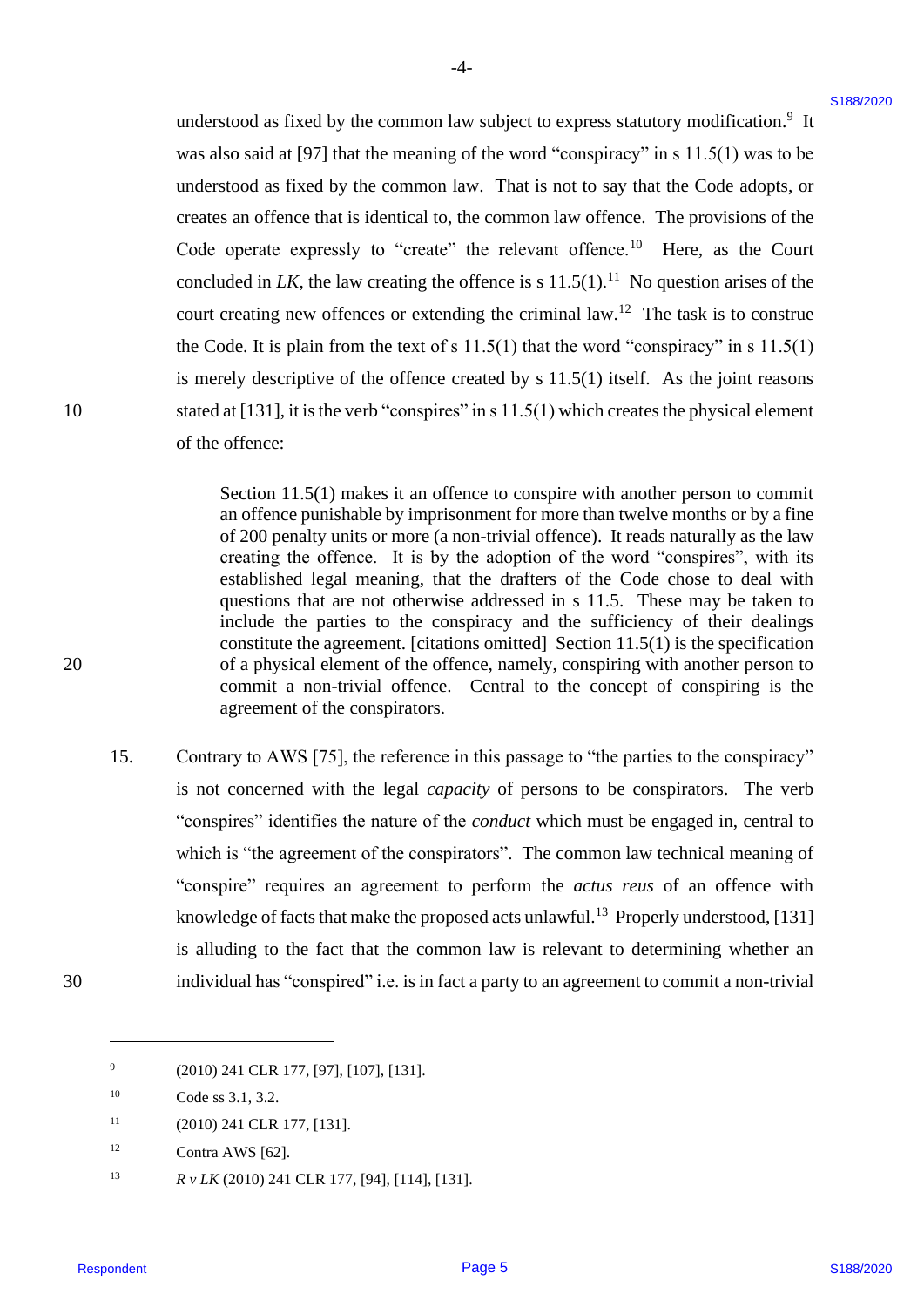understood as fixed by the common law subject to express statutory modification.[9] It was also said at [97] that the meaning of the word "conspiracy" in s 11.5(1) was to be understood as fixed by the common law. That is not to say that the Code adopts, or creates an offence that is identical to, the common law offence. The provisions of the Code operate expressly to "create" the relevant offence.[10] Here, as the Court concluded in *LK*, the law creating the offence is s 11.5(1).[11] No question arises of the court creating new offences or extending the criminal law.[12] The task is to construe the Code. It is plain from the text of s 11.5(1) that the word "conspiracy" in s 11.5(1) is merely descriptive of the offence created by s 11.5(1) itself. As the joint reasons stated at [131], it is the verb "conspires" in s 11.5(1) which creates the physical element of the offence:

> Section 11.5(1) makes it an offence to conspire with another person to commit an offence punishable by imprisonment for more than twelve months or by a fine of 200 penalty units or more (a non-trivial offence). It reads naturally as the law creating the offence. It is by the adoption of the word "conspires", with its established legal meaning, that the drafters of the Code chose to deal with questions that are not otherwise addressed in s 11.5. These may be taken to include the parties to the conspiracy and the sufficiency of their dealings constitute the agreement. [citations omitted] Section 11.5(1) is the specification of a physical element of the offence, namely, conspiring with another person to commit a non-trivial offence. Central to the concept of conspiring is the agreement of the conspirators.

15. Contrary to AWS [75], the reference in this passage to "the parties to the conspiracy" is not concerned with the legal *capacity* of persons to be conspirators. The verb "conspires" identifies the nature of the *conduct* which must be engaged in, central to which is "the agreement of the conspirators". The common law technical meaning of "conspire" requires an agreement to perform the *actus reus* of an offence with knowledge of facts that make the proposed acts unlawful.[13] Properly understood, [131] is alluding to the fact that the common law is relevant to determining whether an individual has "conspired" i.e. is in fact a party to an agreement to commit a non-trivial

---

[9] (2010) 241 CLR 177, [97], [107], [131].

[10] Code ss 3.1, 3.2.

[11] (2010) 241 CLR 177, [131].

[12] Contra AWS [62].

[13] *R v LK* (2010) 241 CLR 177, [94], [114], [131].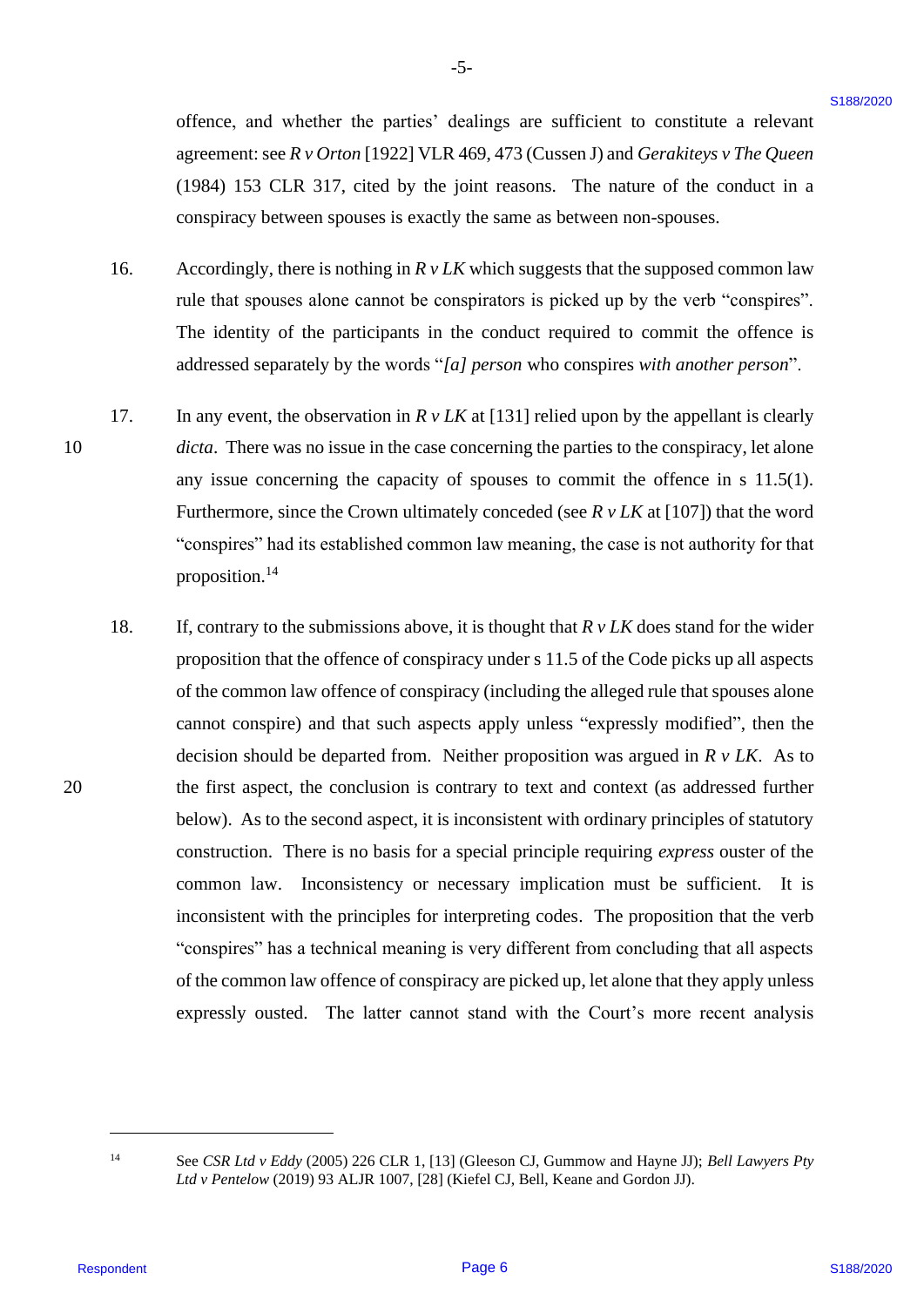offence, and whether the parties' dealings are sufficient to constitute a relevant agreement: see *R v Orton* [1922] VLR 469, 473 (Cussen J) and *Gerakiteys v The Queen* (1984) 153 CLR 317, cited by the joint reasons. The nature of the conduct in a conspiracy between spouses is exactly the same as between non-spouses.

16. Accordingly, there is nothing in *R v LK* which suggests that the supposed common law rule that spouses alone cannot be conspirators is picked up by the verb "conspires". The identity of the participants in the conduct required to commit the offence is addressed separately by the words "*[a] person* who conspires *with another person*".

17. In any event, the observation in *R v LK* at [131] relied upon by the appellant is clearly *dicta*. There was no issue in the case concerning the parties to the conspiracy, let alone any issue concerning the capacity of spouses to commit the offence in s 11.5(1). Furthermore, since the Crown ultimately conceded (see *R v LK* at [107]) that the word "conspires" had its established common law meaning, the case is not authority for that proposition.[14]

18. If, contrary to the submissions above, it is thought that *R v LK* does stand for the wider proposition that the offence of conspiracy under s 11.5 of the Code picks up all aspects of the common law offence of conspiracy (including the alleged rule that spouses alone cannot conspire) and that such aspects apply unless "expressly modified", then the decision should be departed from. Neither proposition was argued in *R v LK*. As to the first aspect, the conclusion is contrary to text and context (as addressed further below). As to the second aspect, it is inconsistent with ordinary principles of statutory construction. There is no basis for a special principle requiring *express* ouster of the common law. Inconsistency or necessary implication must be sufficient. It is inconsistent with the principles for interpreting codes. The proposition that the verb "conspires" has a technical meaning is very different from concluding that all aspects of the common law offence of conspiracy are picked up, let alone that they apply unless expressly ousted. The latter cannot stand with the Court's more recent analysis

---

[14] See *CSR Ltd v Eddy* (2005) 226 CLR 1, [13] (Gleeson CJ, Gummow and Hayne JJ); *Bell Lawyers Pty Ltd v Pentelow* (2019) 93 ALJR 1007, [28] (Kiefel CJ, Bell, Keane and Gordon JJ).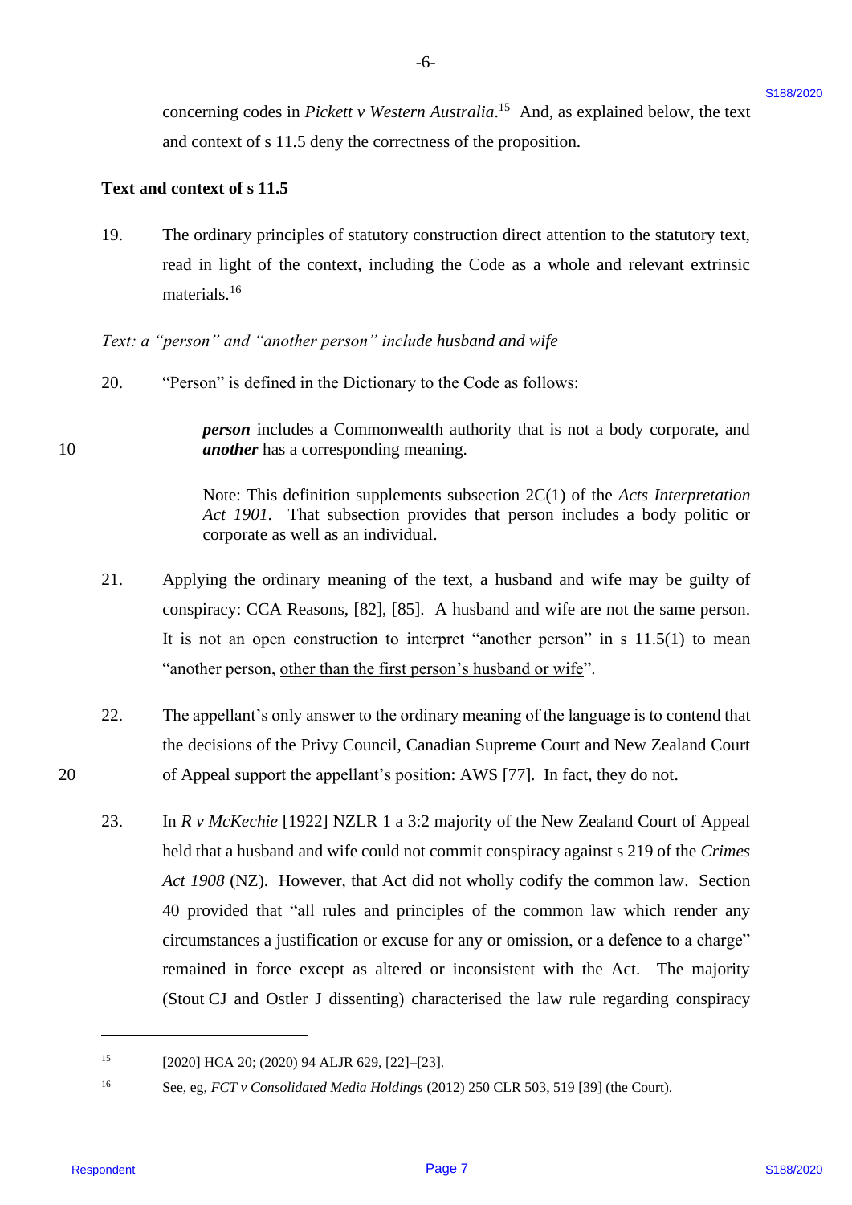concerning codes in *Pickett v Western Australia*.[15] And, as explained below, the text and context of s 11.5 deny the correctness of the proposition.

**Text and context of s 11.5**

19. The ordinary principles of statutory construction direct attention to the statutory text, read in light of the context, including the Code as a whole and relevant extrinsic materials.[16]

*Text: a "person" and "another person" include husband and wife*

20. "Person" is defined in the Dictionary to the Code as follows:

> ***person*** includes a Commonwealth authority that is not a body corporate, and ***another*** has a corresponding meaning.
>
> Note: This definition supplements subsection 2C(1) of the *Acts Interpretation Act 1901*. That subsection provides that person includes a body politic or corporate as well as an individual.

21. Applying the ordinary meaning of the text, a husband and wife may be guilty of conspiracy: CCA Reasons, [82], [85]. A husband and wife are not the same person. It is not an open construction to interpret "another person" in s 11.5(1) to mean "another person, <u>other than the first person's husband or wife</u>".

22. The appellant's only answer to the ordinary meaning of the language is to contend that the decisions of the Privy Council, Canadian Supreme Court and New Zealand Court of Appeal support the appellant's position: AWS [77]. In fact, they do not.

23. In *R v McKechie* [1922] NZLR 1 a 3:2 majority of the New Zealand Court of Appeal held that a husband and wife could not commit conspiracy against s 219 of the *Crimes Act 1908* (NZ). However, that Act did not wholly codify the common law. Section 40 provided that "all rules and principles of the common law which render any circumstances a justification or excuse for any or omission, or a defence to a charge" remained in force except as altered or inconsistent with the Act. The majority (Stout CJ and Ostler J dissenting) characterised the law rule regarding conspiracy

---

[15] [2020] HCA 20; (2020) 94 ALJR 629, [22]–[23].

[16] See, eg, *FCT v Consolidated Media Holdings* (2012) 250 CLR 503, 519 [39] (the Court).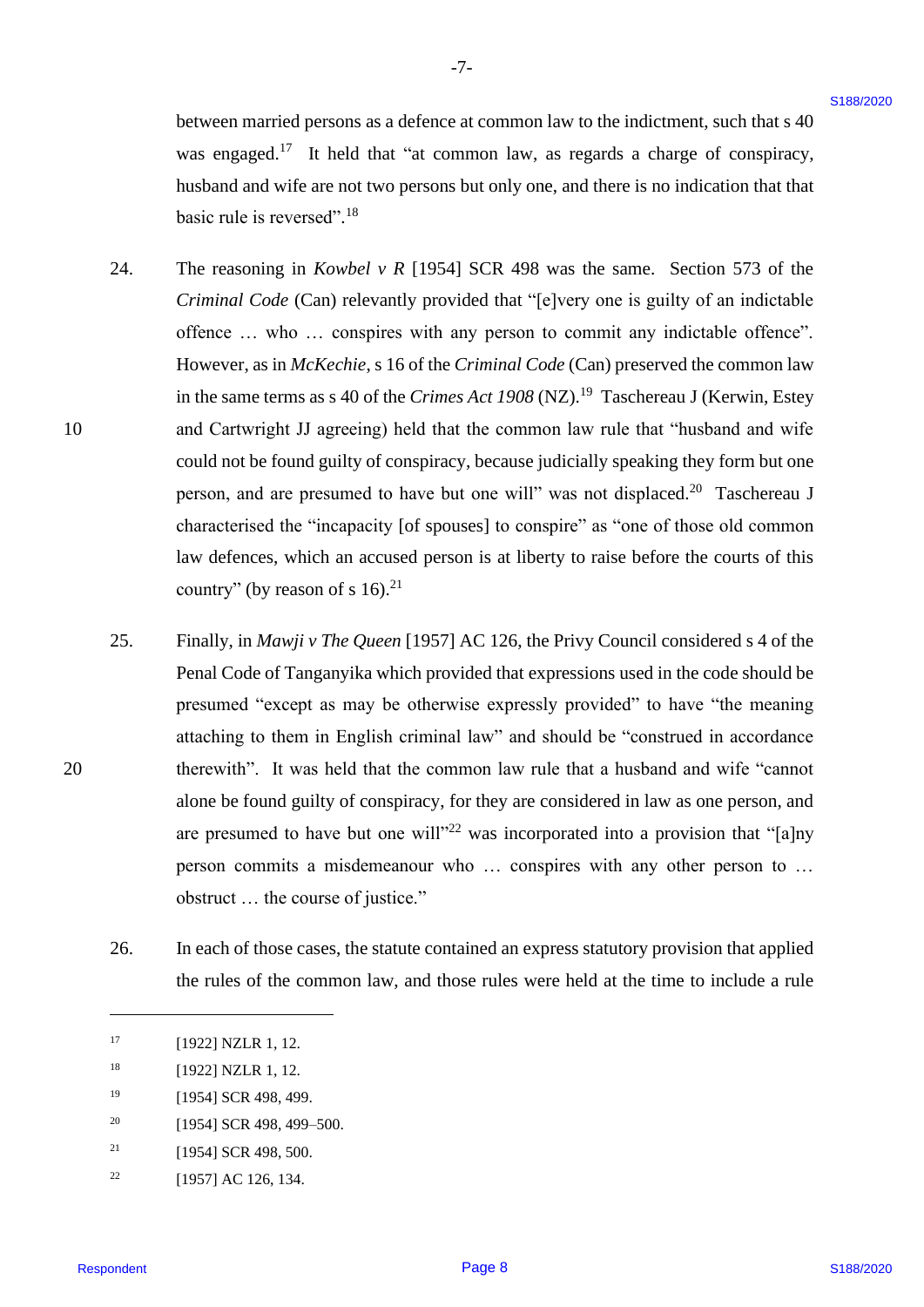between married persons as a defence at common law to the indictment, such that s 40 was engaged.[17] It held that "at common law, as regards a charge of conspiracy, husband and wife are not two persons but only one, and there is no indication that that basic rule is reversed".[18]

24. The reasoning in *Kowbel v R* [1954] SCR 498 was the same. Section 573 of the *Criminal Code* (Can) relevantly provided that "[e]very one is guilty of an indictable offence … who … conspires with any person to commit any indictable offence". However, as in *McKechie*, s 16 of the *Criminal Code* (Can) preserved the common law in the same terms as s 40 of the *Crimes Act 1908* (NZ).[19] Taschereau J (Kerwin, Estey and Cartwright JJ agreeing) held that the common law rule that "husband and wife could not be found guilty of conspiracy, because judicially speaking they form but one person, and are presumed to have but one will" was not displaced.[20] Taschereau J characterised the "incapacity [of spouses] to conspire" as "one of those old common law defences, which an accused person is at liberty to raise before the courts of this country" (by reason of s 16).[21]

25. Finally, in *Mawji v The Queen* [1957] AC 126, the Privy Council considered s 4 of the Penal Code of Tanganyika which provided that expressions used in the code should be presumed "except as may be otherwise expressly provided" to have "the meaning attaching to them in English criminal law" and should be "construed in accordance therewith". It was held that the common law rule that a husband and wife "cannot alone be found guilty of conspiracy, for they are considered in law as one person, and are presumed to have but one will"[22] was incorporated into a provision that "[a]ny person commits a misdemeanour who … conspires with any other person to … obstruct … the course of justice."

26. In each of those cases, the statute contained an express statutory provision that applied the rules of the common law, and those rules were held at the time to include a rule

---

[17] [1922] NZLR 1, 12.

[18] [1922] NZLR 1, 12.

[19] [1954] SCR 498, 499.

[20] [1954] SCR 498, 499–500.

[21] [1954] SCR 498, 500.

[22] [1957] AC 126, 134.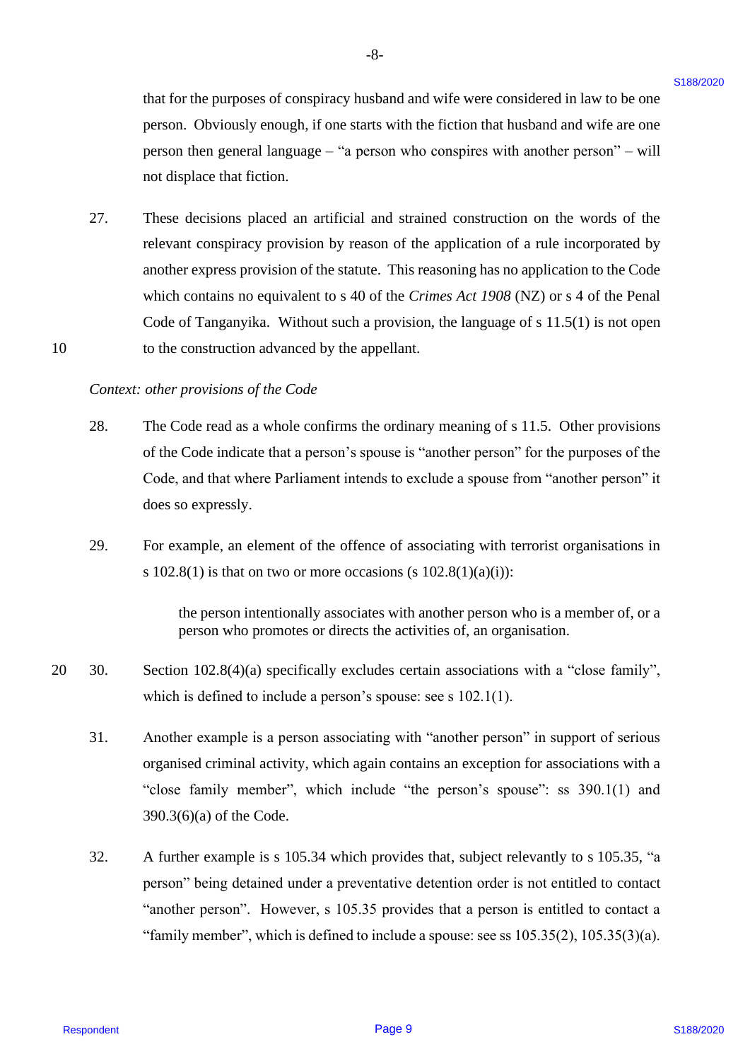that for the purposes of conspiracy husband and wife were considered in law to be one person. Obviously enough, if one starts with the fiction that husband and wife are one person then general language – "a person who conspires with another person" – will not displace that fiction.

27. These decisions placed an artificial and strained construction on the words of the relevant conspiracy provision by reason of the application of a rule incorporated by another express provision of the statute. This reasoning has no application to the Code which contains no equivalent to s 40 of the *Crimes Act 1908* (NZ) or s 4 of the Penal Code of Tanganyika. Without such a provision, the language of s 11.5(1) is not open to the construction advanced by the appellant.

*Context: other provisions of the Code*

28. The Code read as a whole confirms the ordinary meaning of s 11.5. Other provisions of the Code indicate that a person's spouse is "another person" for the purposes of the Code, and that where Parliament intends to exclude a spouse from "another person" it does so expressly.

29. For example, an element of the offence of associating with terrorist organisations in s 102.8(1) is that on two or more occasions (s 102.8(1)(a)(i)):

> the person intentionally associates with another person who is a member of, or a person who promotes or directs the activities of, an organisation.

30. Section 102.8(4)(a) specifically excludes certain associations with a "close family", which is defined to include a person's spouse: see s 102.1(1).

31. Another example is a person associating with "another person" in support of serious organised criminal activity, which again contains an exception for associations with a "close family member", which include "the person's spouse": ss 390.1(1) and 390.3(6)(a) of the Code.

32. A further example is s 105.34 which provides that, subject relevantly to s 105.35, "a person" being detained under a preventative detention order is not entitled to contact "another person". However, s 105.35 provides that a person is entitled to contact a "family member", which is defined to include a spouse: see ss 105.35(2), 105.35(3)(a).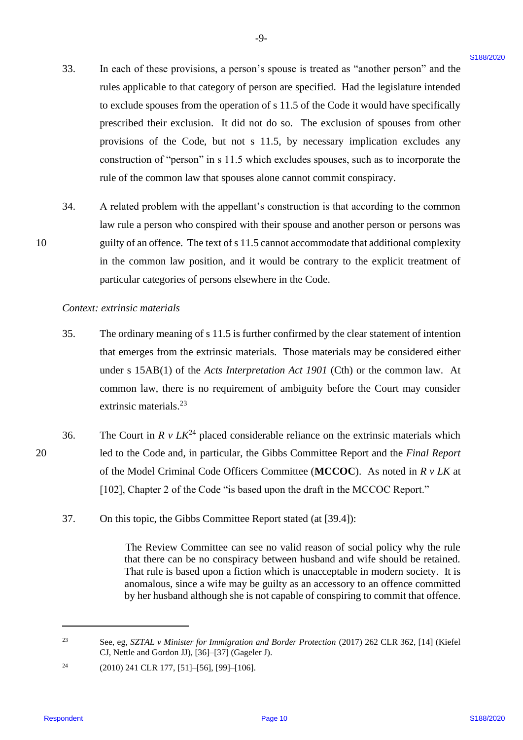33. In each of these provisions, a person's spouse is treated as "another person" and the rules applicable to that category of person are specified. Had the legislature intended to exclude spouses from the operation of s 11.5 of the Code it would have specifically prescribed their exclusion. It did not do so. The exclusion of spouses from other provisions of the Code, but not s 11.5, by necessary implication excludes any construction of "person" in s 11.5 which excludes spouses, such as to incorporate the rule of the common law that spouses alone cannot commit conspiracy.

34. A related problem with the appellant's construction is that according to the common law rule a person who conspired with their spouse and another person or persons was guilty of an offence. The text of s 11.5 cannot accommodate that additional complexity in the common law position, and it would be contrary to the explicit treatment of particular categories of persons elsewhere in the Code.

*Context: extrinsic materials*

35. The ordinary meaning of s 11.5 is further confirmed by the clear statement of intention that emerges from the extrinsic materials. Those materials may be considered either under s 15AB(1) of the *Acts Interpretation Act 1901* (Cth) or the common law. At common law, there is no requirement of ambiguity before the Court may consider extrinsic materials.[23]

36. The Court in *R v LK*[24] placed considerable reliance on the extrinsic materials which led to the Code and, in particular, the Gibbs Committee Report and the *Final Report* of the Model Criminal Code Officers Committee (**MCCOC**). As noted in *R v LK* at [102], Chapter 2 of the Code "is based upon the draft in the MCCOC Report."

37. On this topic, the Gibbs Committee Report stated (at [39.4]):

> The Review Committee can see no valid reason of social policy why the rule that there can be no conspiracy between husband and wife should be retained. That rule is based upon a fiction which is unacceptable in modern society. It is anomalous, since a wife may be guilty as an accessory to an offence committed by her husband although she is not capable of conspiring to commit that offence.

---

[23] See, eg, *SZTAL v Minister for Immigration and Border Protection* (2017) 262 CLR 362, [14] (Kiefel CJ, Nettle and Gordon JJ), [36]–[37] (Gageler J).

[24] (2010) 241 CLR 177, [51]–[56], [99]–[106].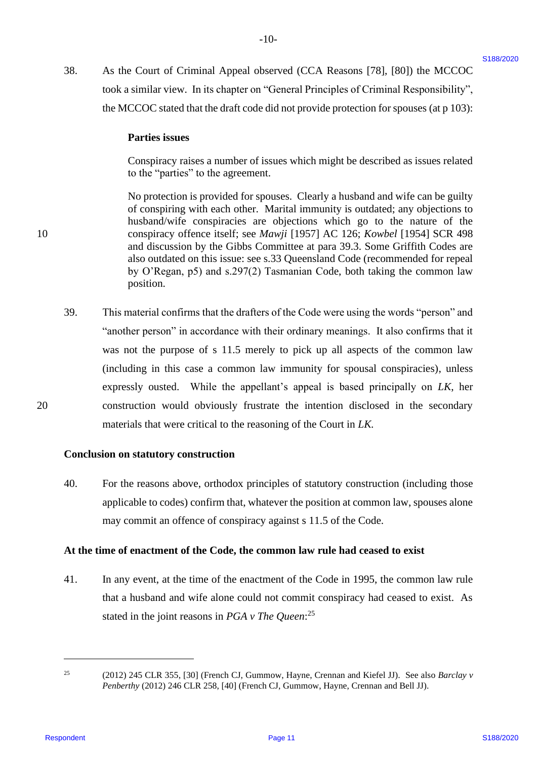38. As the Court of Criminal Appeal observed (CCA Reasons [78], [80]) the MCCOC took a similar view. In its chapter on "General Principles of Criminal Responsibility", the MCCOC stated that the draft code did not provide protection for spouses (at p 103):

> **Parties issues**
>
> Conspiracy raises a number of issues which might be described as issues related to the "parties" to the agreement.
>
> No protection is provided for spouses. Clearly a husband and wife can be guilty of conspiring with each other. Marital immunity is outdated; any objections to husband/wife conspiracies are objections which go to the nature of the conspiracy offence itself; see *Mawji* [1957] AC 126; *Kowbel* [1954] SCR 498 and discussion by the Gibbs Committee at para 39.3. Some Griffith Codes are also outdated on this issue: see s.33 Queensland Code (recommended for repeal by O'Regan, p5) and s.297(2) Tasmanian Code, both taking the common law position.

39. This material confirms that the drafters of the Code were using the words "person" and "another person" in accordance with their ordinary meanings. It also confirms that it was not the purpose of s 11.5 merely to pick up all aspects of the common law (including in this case a common law immunity for spousal conspiracies), unless expressly ousted. While the appellant's appeal is based principally on *LK*, her construction would obviously frustrate the intention disclosed in the secondary materials that were critical to the reasoning of the Court in *LK*.

### Conclusion on statutory construction

40. For the reasons above, orthodox principles of statutory construction (including those applicable to codes) confirm that, whatever the position at common law, spouses alone may commit an offence of conspiracy against s 11.5 of the Code.

### At the time of enactment of the Code, the common law rule had ceased to exist

41. In any event, at the time of the enactment of the Code in 1995, the common law rule that a husband and wife alone could not commit conspiracy had ceased to exist. As stated in the joint reasons in *PGA v The Queen*:[25]

---

[25] (2012) 245 CLR 355, [30] (French CJ, Gummow, Hayne, Crennan and Kiefel JJ). See also *Barclay v Penberthy* (2012) 246 CLR 258, [40] (French CJ, Gummow, Hayne, Crennan and Bell JJ).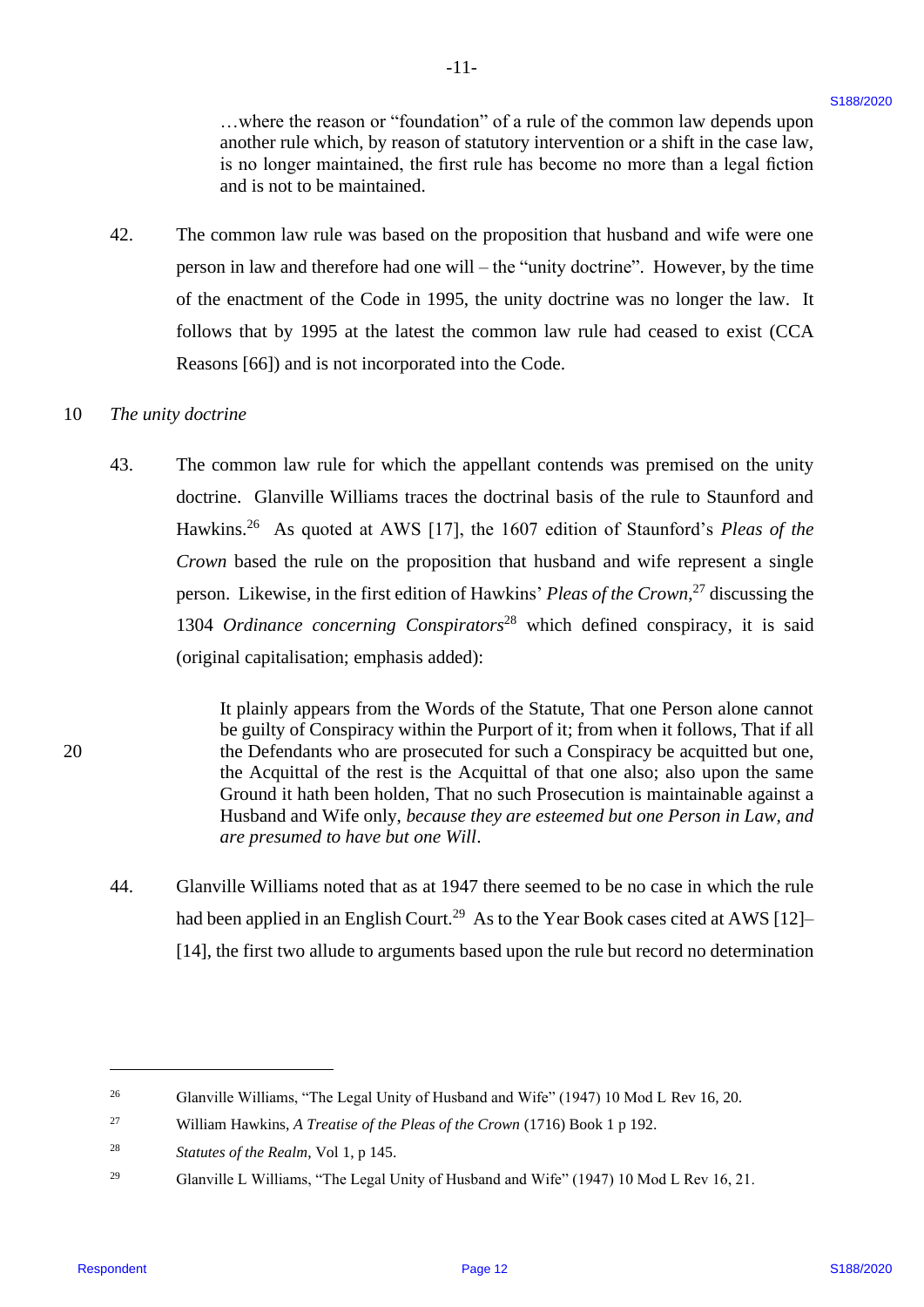> …where the reason or "foundation" of a rule of the common law depends upon another rule which, by reason of statutory intervention or a shift in the case law, is no longer maintained, the first rule has become no more than a legal fiction and is not to be maintained.

42. The common law rule was based on the proposition that husband and wife were one person in law and therefore had one will – the "unity doctrine". However, by the time of the enactment of the Code in 1995, the unity doctrine was no longer the law. It follows that by 1995 at the latest the common law rule had ceased to exist (CCA Reasons [66]) and is not incorporated into the Code.

*The unity doctrine*

43. The common law rule for which the appellant contends was premised on the unity doctrine. Glanville Williams traces the doctrinal basis of the rule to Staunford and Hawkins.[26] As quoted at AWS [17], the 1607 edition of Staunford's *Pleas of the Crown* based the rule on the proposition that husband and wife represent a single person. Likewise, in the first edition of Hawkins' *Pleas of the Crown*,[27] discussing the 1304 *Ordinance concerning Conspirators*[28] which defined conspiracy, it is said (original capitalisation; emphasis added):

> It plainly appears from the Words of the Statute, That one Person alone cannot be guilty of Conspiracy within the Purport of it; from when it follows, That if all the Defendants who are prosecuted for such a Conspiracy be acquitted but one, the Acquittal of the rest is the Acquittal of that one also; also upon the same Ground it hath been holden, That no such Prosecution is maintainable against a Husband and Wife only, *because they are esteemed but one Person in Law, and are presumed to have but one Will*.

44. Glanville Williams noted that as at 1947 there seemed to be no case in which the rule had been applied in an English Court.[29] As to the Year Book cases cited at AWS [12]–[14], the first two allude to arguments based upon the rule but record no determination

---

[26] Glanville Williams, "The Legal Unity of Husband and Wife" (1947) 10 Mod L Rev 16, 20.

[27] William Hawkins, *A Treatise of the Pleas of the Crown* (1716) Book 1 p 192.

[28] *Statutes of the Realm*, Vol 1, p 145.

[29] Glanville L Williams, "The Legal Unity of Husband and Wife" (1947) 10 Mod L Rev 16, 21.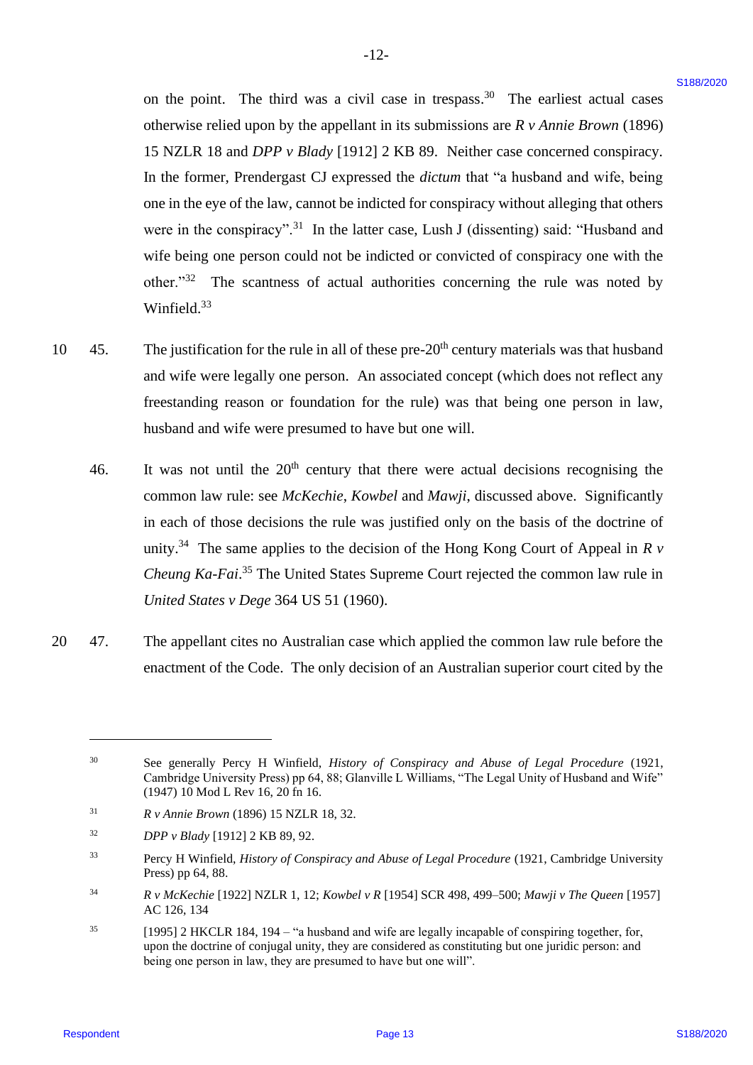on the point. The third was a civil case in trespass.[30] The earliest actual cases otherwise relied upon by the appellant in its submissions are *R v Annie Brown* (1896) 15 NZLR 18 and *DPP v Blady* [1912] 2 KB 89. Neither case concerned conspiracy. In the former, Prendergast CJ expressed the *dictum* that "a husband and wife, being one in the eye of the law, cannot be indicted for conspiracy without alleging that others were in the conspiracy".[31] In the latter case, Lush J (dissenting) said: "Husband and wife being one person could not be indicted or convicted of conspiracy one with the other."[32] The scantness of actual authorities concerning the rule was noted by Winfield.[33]

45. The justification for the rule in all of these pre-20th century materials was that husband and wife were legally one person. An associated concept (which does not reflect any freestanding reason or foundation for the rule) was that being one person in law, husband and wife were presumed to have but one will.

46. It was not until the 20th century that there were actual decisions recognising the common law rule: see *McKechie*, *Kowbel* and *Mawji*, discussed above. Significantly in each of those decisions the rule was justified only on the basis of the doctrine of unity.[34] The same applies to the decision of the Hong Kong Court of Appeal in *R v Cheung Ka-Fai*.[35] The United States Supreme Court rejected the common law rule in *United States v Dege* 364 US 51 (1960).

47. The appellant cites no Australian case which applied the common law rule before the enactment of the Code. The only decision of an Australian superior court cited by the

---

[30] See generally Percy H Winfield, *History of Conspiracy and Abuse of Legal Procedure* (1921, Cambridge University Press) pp 64, 88; Glanville L Williams, "The Legal Unity of Husband and Wife" (1947) 10 Mod L Rev 16, 20 fn 16.

[31] *R v Annie Brown* (1896) 15 NZLR 18, 32.

[32] *DPP v Blady* [1912] 2 KB 89, 92.

[33] Percy H Winfield, *History of Conspiracy and Abuse of Legal Procedure* (1921, Cambridge University Press) pp 64, 88.

[34] *R v McKechie* [1922] NZLR 1, 12; *Kowbel v R* [1954] SCR 498, 499–500; *Mawji v The Queen* [1957] AC 126, 134

[35] [1995] 2 HKCLR 184, 194 – "a husband and wife are legally incapable of conspiring together, for, upon the doctrine of conjugal unity, they are considered as constituting but one juridic person: and being one person in law, they are presumed to have but one will".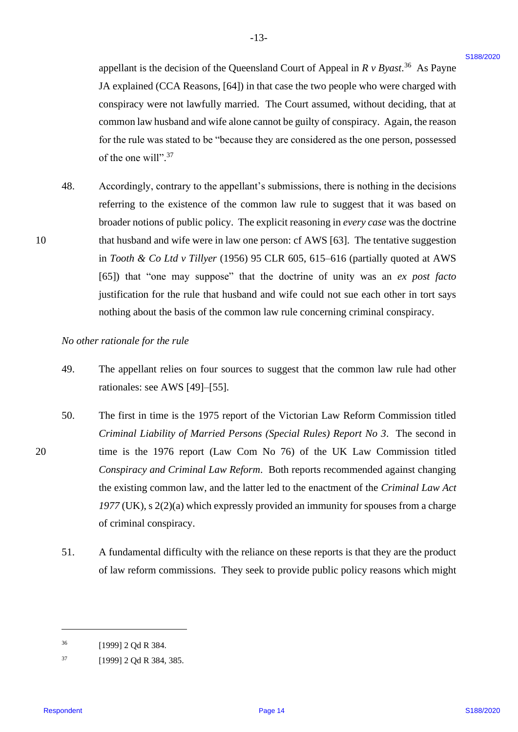appellant is the decision of the Queensland Court of Appeal in *R v Byast*.[36] As Payne JA explained (CCA Reasons, [64]) in that case the two people who were charged with conspiracy were not lawfully married. The Court assumed, without deciding, that at common law husband and wife alone cannot be guilty of conspiracy. Again, the reason for the rule was stated to be "because they are considered as the one person, possessed of the one will".[37]

48. Accordingly, contrary to the appellant's submissions, there is nothing in the decisions referring to the existence of the common law rule to suggest that it was based on broader notions of public policy. The explicit reasoning in *every case* was the doctrine that husband and wife were in law one person: cf AWS [63]. The tentative suggestion in *Tooth & Co Ltd v Tillyer* (1956) 95 CLR 605, 615–616 (partially quoted at AWS [65]) that "one may suppose" that the doctrine of unity was an *ex post facto* justification for the rule that husband and wife could not sue each other in tort says nothing about the basis of the common law rule concerning criminal conspiracy.

*No other rationale for the rule*

49. The appellant relies on four sources to suggest that the common law rule had other rationales: see AWS [49]–[55].

50. The first in time is the 1975 report of the Victorian Law Reform Commission titled *Criminal Liability of Married Persons (Special Rules) Report No 3*. The second in time is the 1976 report (Law Com No 76) of the UK Law Commission titled *Conspiracy and Criminal Law Reform*. Both reports recommended against changing the existing common law, and the latter led to the enactment of the *Criminal Law Act 1977* (UK), s 2(2)(a) which expressly provided an immunity for spouses from a charge of criminal conspiracy.

51. A fundamental difficulty with the reliance on these reports is that they are the product of law reform commissions. They seek to provide public policy reasons which might

---

[36] [1999] 2 Qd R 384.

[37] [1999] 2 Qd R 384, 385.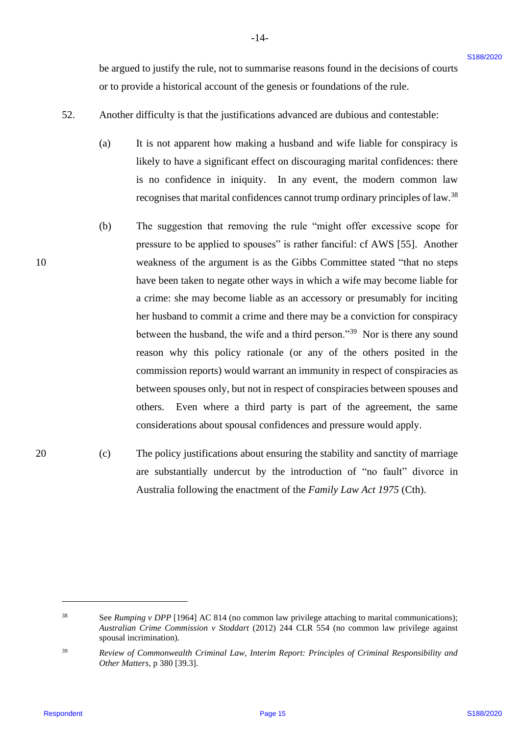be argued to justify the rule, not to summarise reasons found in the decisions of courts or to provide a historical account of the genesis or foundations of the rule.

52. Another difficulty is that the justifications advanced are dubious and contestable:

(a) It is not apparent how making a husband and wife liable for conspiracy is likely to have a significant effect on discouraging marital confidences: there is no confidence in iniquity. In any event, the modern common law recognises that marital confidences cannot trump ordinary principles of law.[38]

(b) The suggestion that removing the rule "might offer excessive scope for pressure to be applied to spouses" is rather fanciful: cf AWS [55]. Another weakness of the argument is as the Gibbs Committee stated "that no steps have been taken to negate other ways in which a wife may become liable for a crime: she may become liable as an accessory or presumably for inciting her husband to commit a crime and there may be a conviction for conspiracy between the husband, the wife and a third person."[39] Nor is there any sound reason why this policy rationale (or any of the others posited in the commission reports) would warrant an immunity in respect of conspiracies as between spouses only, but not in respect of conspiracies between spouses and others. Even where a third party is part of the agreement, the same considerations about spousal confidences and pressure would apply.

(c) The policy justifications about ensuring the stability and sanctity of marriage are substantially undercut by the introduction of "no fault" divorce in Australia following the enactment of the *Family Law Act 1975* (Cth).

---

[38] See *Rumping v DPP* [1964] AC 814 (no common law privilege attaching to marital communications); *Australian Crime Commission v Stoddart* (2012) 244 CLR 554 (no common law privilege against spousal incrimination).

[39] *Review of Commonwealth Criminal Law, Interim Report: Principles of Criminal Responsibility and Other Matters*, p 380 [39.3].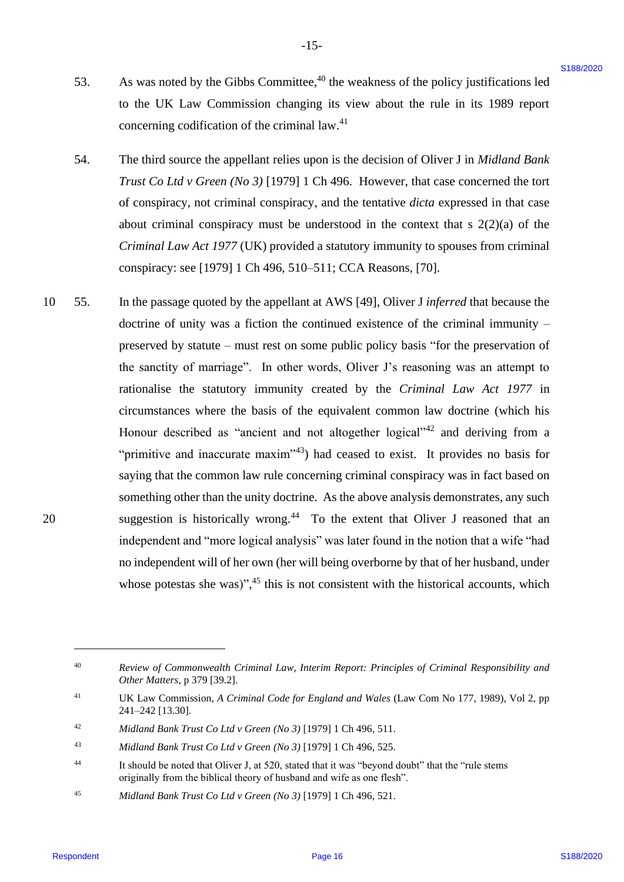53. As was noted by the Gibbs Committee,[40] the weakness of the policy justifications led to the UK Law Commission changing its view about the rule in its 1989 report concerning codification of the criminal law.[41]

54. The third source the appellant relies upon is the decision of Oliver J in *Midland Bank Trust Co Ltd v Green (No 3)* [1979] 1 Ch 496. However, that case concerned the tort of conspiracy, not criminal conspiracy, and the tentative *dicta* expressed in that case about criminal conspiracy must be understood in the context that s 2(2)(a) of the *Criminal Law Act 1977* (UK) provided a statutory immunity to spouses from criminal conspiracy: see [1979] 1 Ch 496, 510–511; CCA Reasons, [70].

55. In the passage quoted by the appellant at AWS [49], Oliver J *inferred* that because the doctrine of unity was a fiction the continued existence of the criminal immunity – preserved by statute – must rest on some public policy basis "for the preservation of the sanctity of marriage". In other words, Oliver J's reasoning was an attempt to rationalise the statutory immunity created by the *Criminal Law Act 1977* in circumstances where the basis of the equivalent common law doctrine (which his Honour described as "ancient and not altogether logical"[42] and deriving from a "primitive and inaccurate maxim"[43]) had ceased to exist. It provides no basis for saying that the common law rule concerning criminal conspiracy was in fact based on something other than the unity doctrine. As the above analysis demonstrates, any such suggestion is historically wrong.[44] To the extent that Oliver J reasoned that an independent and "more logical analysis" was later found in the notion that a wife "had no independent will of her own (her will being overborne by that of her husband, under whose potestas she was)",[45] this is not consistent with the historical accounts, which

---

[40] *Review of Commonwealth Criminal Law, Interim Report: Principles of Criminal Responsibility and Other Matters*, p 379 [39.2].

[41] UK Law Commission, *A Criminal Code for England and Wales* (Law Com No 177, 1989), Vol 2, pp 241–242 [13.30].

[42] *Midland Bank Trust Co Ltd v Green (No 3)* [1979] 1 Ch 496, 511.

[43] *Midland Bank Trust Co Ltd v Green (No 3)* [1979] 1 Ch 496, 525.

[44] It should be noted that Oliver J, at 520, stated that it was "beyond doubt" that the "rule stems originally from the biblical theory of husband and wife as one flesh".

[45] *Midland Bank Trust Co Ltd v Green (No 3)* [1979] 1 Ch 496, 521.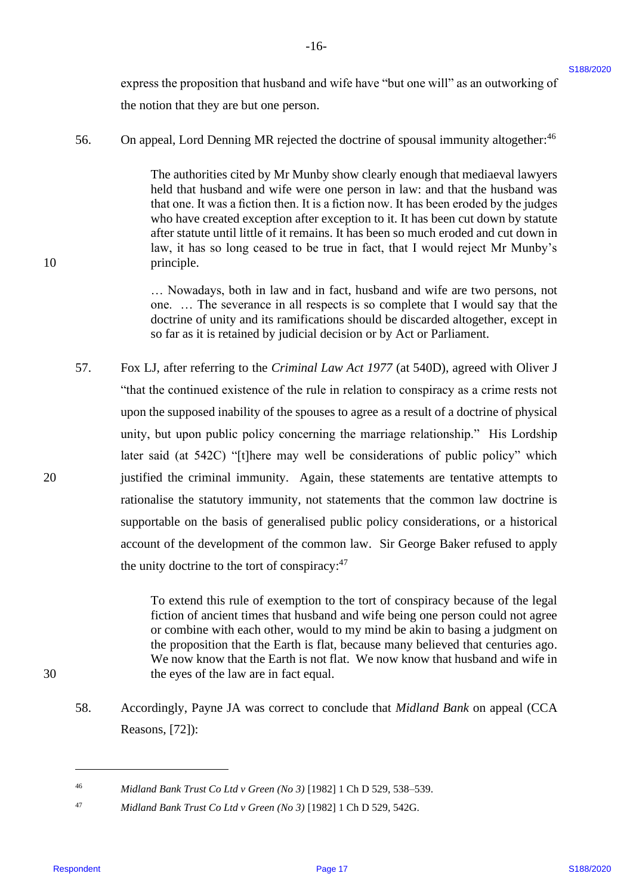express the proposition that husband and wife have "but one will" as an outworking of the notion that they are but one person.

56. On appeal, Lord Denning MR rejected the doctrine of spousal immunity altogether:[46]

> The authorities cited by Mr Munby show clearly enough that mediaeval lawyers held that husband and wife were one person in law: and that the husband was that one. It was a fiction then. It is a fiction now. It has been eroded by the judges who have created exception after exception to it. It has been cut down by statute after statute until little of it remains. It has been so much eroded and cut down in law, it has so long ceased to be true in fact, that I would reject Mr Munby's principle.
>
> … Nowadays, both in law and in fact, husband and wife are two persons, not one. … The severance in all respects is so complete that I would say that the doctrine of unity and its ramifications should be discarded altogether, except in so far as it is retained by judicial decision or by Act or Parliament.

57. Fox LJ, after referring to the *Criminal Law Act 1977* (at 540D), agreed with Oliver J "that the continued existence of the rule in relation to conspiracy as a crime rests not upon the supposed inability of the spouses to agree as a result of a doctrine of physical unity, but upon public policy concerning the marriage relationship." His Lordship later said (at 542C) "[t]here may well be considerations of public policy" which justified the criminal immunity. Again, these statements are tentative attempts to rationalise the statutory immunity, not statements that the common law doctrine is supportable on the basis of generalised public policy considerations, or a historical account of the development of the common law. Sir George Baker refused to apply the unity doctrine to the tort of conspiracy:[47]

> To extend this rule of exemption to the tort of conspiracy because of the legal fiction of ancient times that husband and wife being one person could not agree or combine with each other, would to my mind be akin to basing a judgment on the proposition that the Earth is flat, because many believed that centuries ago. We now know that the Earth is not flat. We now know that husband and wife in the eyes of the law are in fact equal.

58. Accordingly, Payne JA was correct to conclude that *Midland Bank* on appeal (CCA Reasons, [72]):

---

[46] *Midland Bank Trust Co Ltd v Green (No 3)* [1982] 1 Ch D 529, 538–539.

[47] *Midland Bank Trust Co Ltd v Green (No 3)* [1982] 1 Ch D 529, 542G.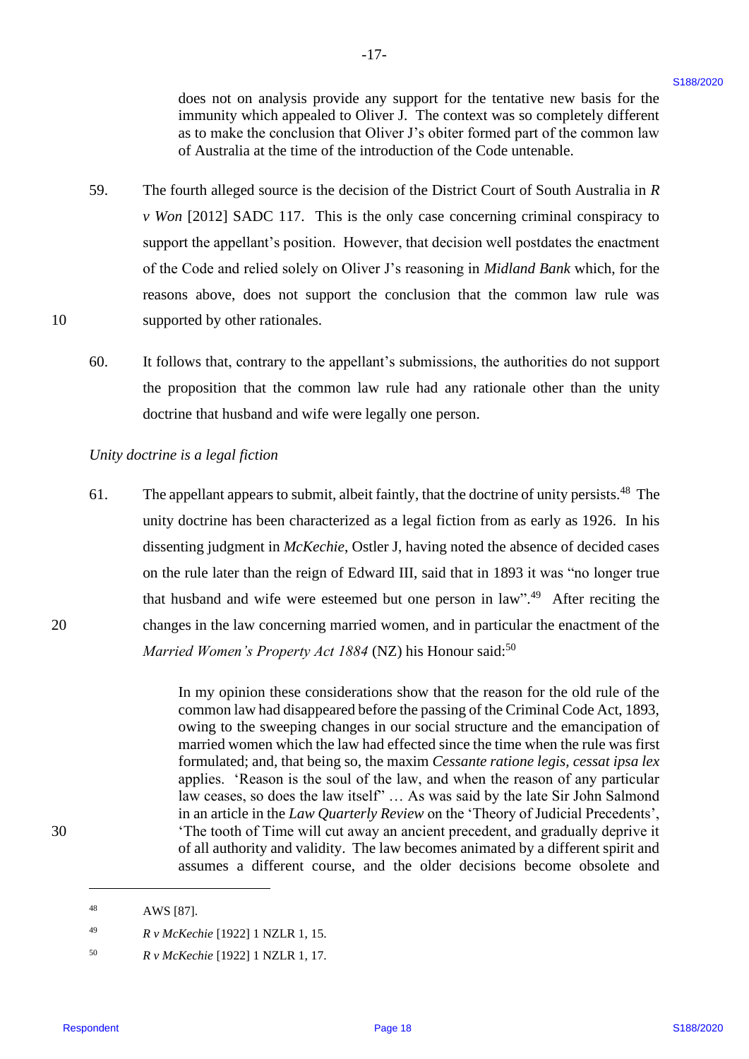> does not on analysis provide any support for the tentative new basis for the immunity which appealed to Oliver J. The context was so completely different as to make the conclusion that Oliver J's obiter formed part of the common law of Australia at the time of the introduction of the Code untenable.

59. The fourth alleged source is the decision of the District Court of South Australia in *R v Won* [2012] SADC 117. This is the only case concerning criminal conspiracy to support the appellant's position. However, that decision well postdates the enactment of the Code and relied solely on Oliver J's reasoning in *Midland Bank* which, for the reasons above, does not support the conclusion that the common law rule was supported by other rationales.

60. It follows that, contrary to the appellant's submissions, the authorities do not support the proposition that the common law rule had any rationale other than the unity doctrine that husband and wife were legally one person.

*Unity doctrine is a legal fiction*

61. The appellant appears to submit, albeit faintly, that the doctrine of unity persists.[48] The unity doctrine has been characterized as a legal fiction from as early as 1926. In his dissenting judgment in *McKechie*, Ostler J, having noted the absence of decided cases on the rule later than the reign of Edward III, said that in 1893 it was "no longer true that husband and wife were esteemed but one person in law".[49] After reciting the changes in the law concerning married women, and in particular the enactment of the *Married Women's Property Act 1884* (NZ) his Honour said:[50]

> In my opinion these considerations show that the reason for the old rule of the common law had disappeared before the passing of the Criminal Code Act, 1893, owing to the sweeping changes in our social structure and the emancipation of married women which the law had effected since the time when the rule was first formulated; and, that being so, the maxim *Cessante ratione legis, cessat ipsa lex* applies. 'Reason is the soul of the law, and when the reason of any particular law ceases, so does the law itself" … As was said by the late Sir John Salmond in an article in the *Law Quarterly Review* on the 'Theory of Judicial Precedents', 'The tooth of Time will cut away an ancient precedent, and gradually deprive it of all authority and validity. The law becomes animated by a different spirit and assumes a different course, and the older decisions become obsolete and

---

[48] AWS [87].

[49] *R v McKechie* [1922] 1 NZLR 1, 15.

[50] *R v McKechie* [1922] 1 NZLR 1, 17.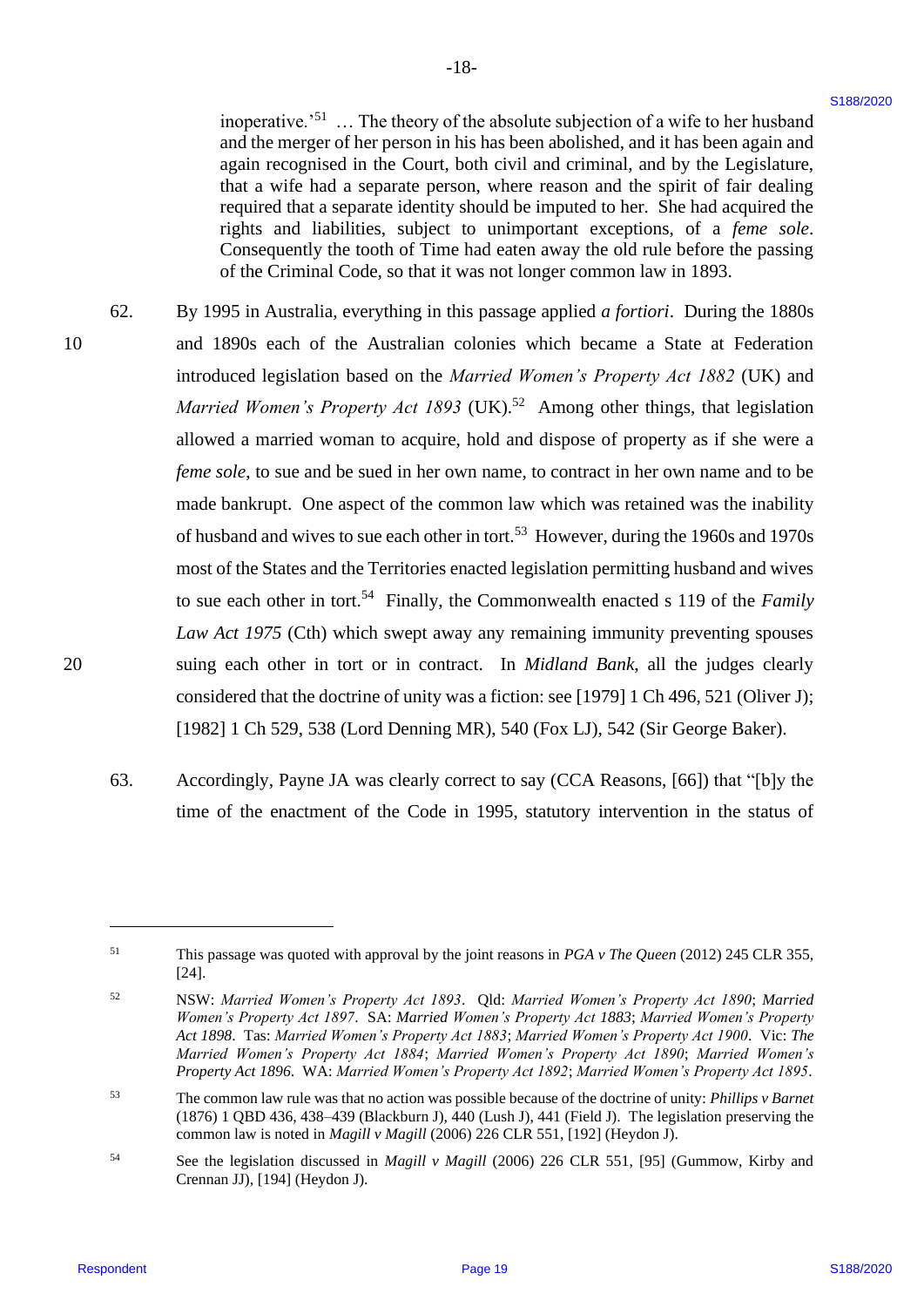> inoperative.'[51] … The theory of the absolute subjection of a wife to her husband and the merger of her person in his has been abolished, and it has been again and again recognised in the Court, both civil and criminal, and by the Legislature, that a wife had a separate person, where reason and the spirit of fair dealing required that a separate identity should be imputed to her. She had acquired the rights and liabilities, subject to unimportant exceptions, of a *feme sole*. Consequently the tooth of Time had eaten away the old rule before the passing of the Criminal Code, so that it was not longer common law in 1893.

62. By 1995 in Australia, everything in this passage applied *a fortiori*. During the 1880s and 1890s each of the Australian colonies which became a State at Federation introduced legislation based on the *Married Women's Property Act 1882* (UK) and *Married Women's Property Act 1893* (UK).[52] Among other things, that legislation allowed a married woman to acquire, hold and dispose of property as if she were a *feme sole*, to sue and be sued in her own name, to contract in her own name and to be made bankrupt. One aspect of the common law which was retained was the inability of husband and wives to sue each other in tort.[53] However, during the 1960s and 1970s most of the States and the Territories enacted legislation permitting husband and wives to sue each other in tort.[54] Finally, the Commonwealth enacted s 119 of the *Family Law Act 1975* (Cth) which swept away any remaining immunity preventing spouses suing each other in tort or in contract. In *Midland Bank*, all the judges clearly considered that the doctrine of unity was a fiction: see [1979] 1 Ch 496, 521 (Oliver J); [1982] 1 Ch 529, 538 (Lord Denning MR), 540 (Fox LJ), 542 (Sir George Baker).

63. Accordingly, Payne JA was clearly correct to say (CCA Reasons, [66]) that "[b]y the time of the enactment of the Code in 1995, statutory intervention in the status of

---

[51] This passage was quoted with approval by the joint reasons in *PGA v The Queen* (2012) 245 CLR 355, [24].

[52] NSW: *Married Women's Property Act 1893*. Qld: *Married Women's Property Act 1890*; *Married Women's Property Act 1897*. SA: *Married Women's Property Act 1883*; *Married Women's Property Act 1898*. Tas: *Married Women's Property Act 1883*; *Married Women's Property Act 1900*. Vic: *The Married Women's Property Act 1884*; *Married Women's Property Act 1890*; *Married Women's Property Act 1896*. WA: *Married Women's Property Act 1892*; *Married Women's Property Act 1895*.

[53] The common law rule was that no action was possible because of the doctrine of unity: *Phillips v Barnet* (1876) 1 QBD 436, 438–439 (Blackburn J), 440 (Lush J), 441 (Field J). The legislation preserving the common law is noted in *Magill v Magill* (2006) 226 CLR 551, [192] (Heydon J).

[54] See the legislation discussed in *Magill v Magill* (2006) 226 CLR 551, [95] (Gummow, Kirby and Crennan JJ), [194] (Heydon J).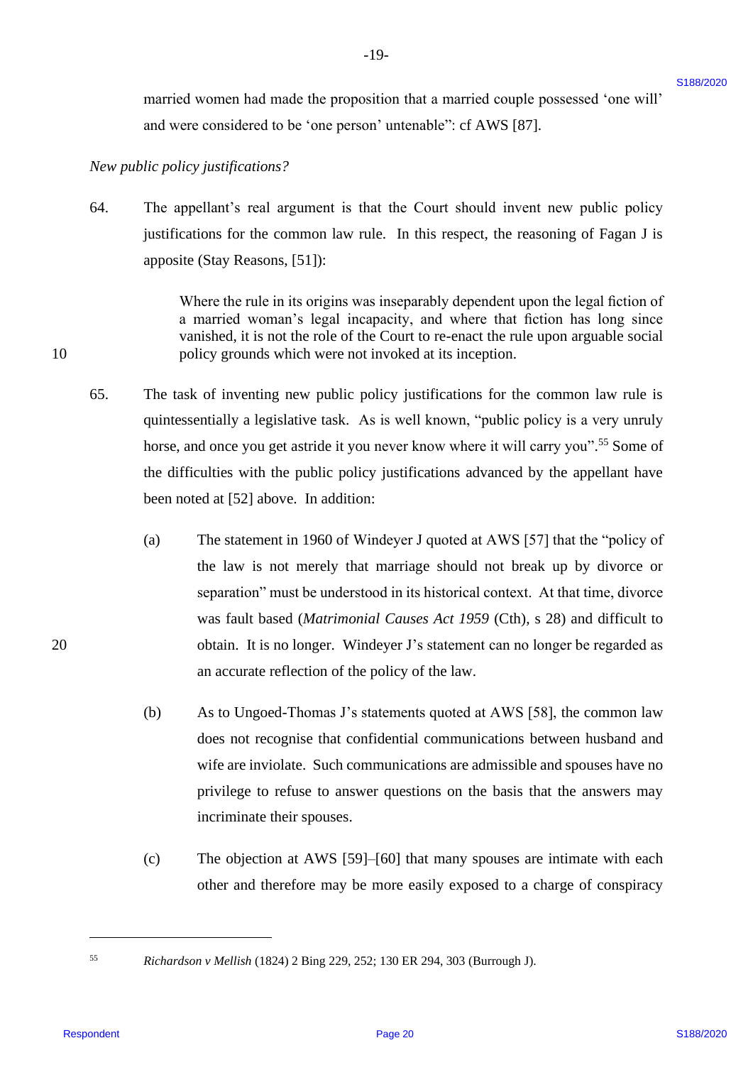married women had made the proposition that a married couple possessed 'one will' and were considered to be 'one person' untenable": cf AWS [87].

*New public policy justifications?*

64. The appellant's real argument is that the Court should invent new public policy justifications for the common law rule. In this respect, the reasoning of Fagan J is apposite (Stay Reasons, [51]):

> Where the rule in its origins was inseparably dependent upon the legal fiction of a married woman's legal incapacity, and where that fiction has long since vanished, it is not the role of the Court to re-enact the rule upon arguable social policy grounds which were not invoked at its inception.

65. The task of inventing new public policy justifications for the common law rule is quintessentially a legislative task. As is well known, "public policy is a very unruly horse, and once you get astride it you never know where it will carry you".[55] Some of the difficulties with the public policy justifications advanced by the appellant have been noted at [52] above. In addition:

(a) The statement in 1960 of Windeyer J quoted at AWS [57] that the "policy of the law is not merely that marriage should not break up by divorce or separation" must be understood in its historical context. At that time, divorce was fault based (*Matrimonial Causes Act 1959* (Cth), s 28) and difficult to obtain. It is no longer. Windeyer J's statement can no longer be regarded as an accurate reflection of the policy of the law.

(b) As to Ungoed-Thomas J's statements quoted at AWS [58], the common law does not recognise that confidential communications between husband and wife are inviolate. Such communications are admissible and spouses have no privilege to refuse to answer questions on the basis that the answers may incriminate their spouses.

(c) The objection at AWS [59]–[60] that many spouses are intimate with each other and therefore may be more easily exposed to a charge of conspiracy

---

[55] *Richardson v Mellish* (1824) 2 Bing 229, 252; 130 ER 294, 303 (Burrough J).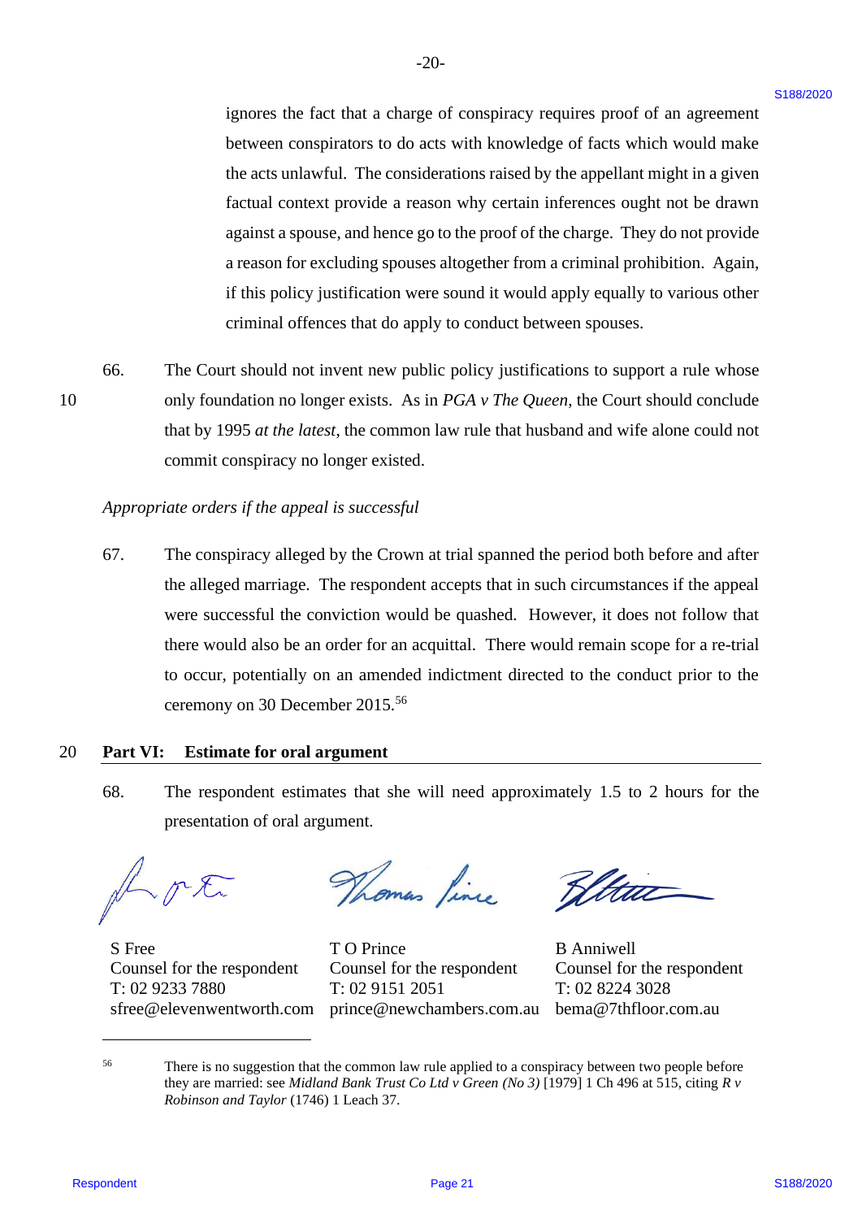ignores the fact that a charge of conspiracy requires proof of an agreement between conspirators to do acts with knowledge of facts which would make the acts unlawful. The considerations raised by the appellant might in a given factual context provide a reason why certain inferences ought not be drawn against a spouse, and hence go to the proof of the charge. They do not provide a reason for excluding spouses altogether from a criminal prohibition. Again, if this policy justification were sound it would apply equally to various other criminal offences that do apply to conduct between spouses.

66. The Court should not invent new public policy justifications to support a rule whose only foundation no longer exists. As in *PGA v The Queen*, the Court should conclude that by 1995 *at the latest*, the common law rule that husband and wife alone could not commit conspiracy no longer existed.

*Appropriate orders if the appeal is successful*

67. The conspiracy alleged by the Crown at trial spanned the period both before and after the alleged marriage. The respondent accepts that in such circumstances if the appeal were successful the conviction would be quashed. However, it does not follow that there would also be an order for an acquittal. There would remain scope for a re-trial to occur, potentially on an amended indictment directed to the conduct prior to the ceremony on 30 December 2015.[56]

## Part VI: Estimate for oral argument

68. The respondent estimates that she will need approximately 1.5 to 2 hours for the presentation of oral argument.

| S Free | T O Prince | B Anniwell |
|---|---|---|
| Counsel for the respondent | Counsel for the respondent | Counsel for the respondent |
| T: 02 9233 7880 | T: 02 9151 2051 | T: 02 8224 3028 |
| sfree@elevenwentworth.com | prince@newchambers.com.au | bema@7thfloor.com.au |

---

[56] There is no suggestion that the common law rule applied to a conspiracy between two people before they are married: see *Midland Bank Trust Co Ltd v Green (No 3)* [1979] 1 Ch 496 at 515, citing *R v Robinson and Taylor* (1746) 1 Leach 37.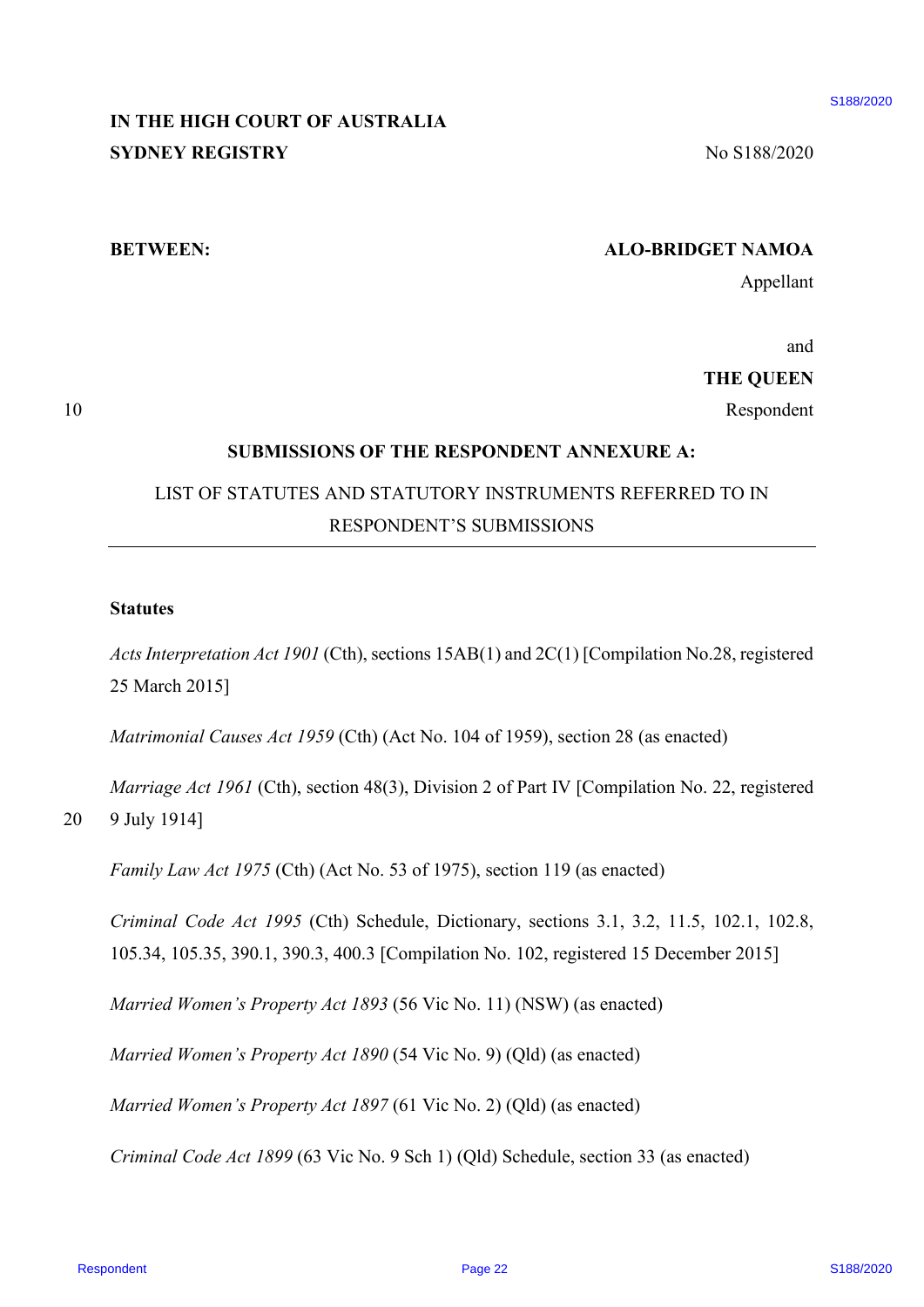**IN THE HIGH COURT OF AUSTRALIA**
**SYDNEY REGISTRY**

No S188/2020

**BETWEEN:**

**ALO-BRIDGET NAMOA**
Appellant

and

**THE QUEEN**
Respondent

**SUBMISSIONS OF THE RESPONDENT ANNEXURE A:**

LIST OF STATUTES AND STATUTORY INSTRUMENTS REFERRED TO IN RESPONDENT'S SUBMISSIONS

---

**Statutes**

*Acts Interpretation Act 1901* (Cth), sections 15AB(1) and 2C(1) [Compilation No.28, registered 25 March 2015]

*Matrimonial Causes Act 1959* (Cth) (Act No. 104 of 1959), section 28 (as enacted)

*Marriage Act 1961* (Cth), section 48(3), Division 2 of Part IV [Compilation No. 22, registered 9 July 1914]

*Family Law Act 1975* (Cth) (Act No. 53 of 1975), section 119 (as enacted)

*Criminal Code Act 1995* (Cth) Schedule, Dictionary, sections 3.1, 3.2, 11.5, 102.1, 102.8, 105.34, 105.35, 390.1, 390.3, 400.3 [Compilation No. 102, registered 15 December 2015]

*Married Women's Property Act 1893* (56 Vic No. 11) (NSW) (as enacted)

*Married Women's Property Act 1890* (54 Vic No. 9) (Qld) (as enacted)

*Married Women's Property Act 1897* (61 Vic No. 2) (Qld) (as enacted)

*Criminal Code Act 1899* (63 Vic No. 9 Sch 1) (Qld) Schedule, section 33 (as enacted)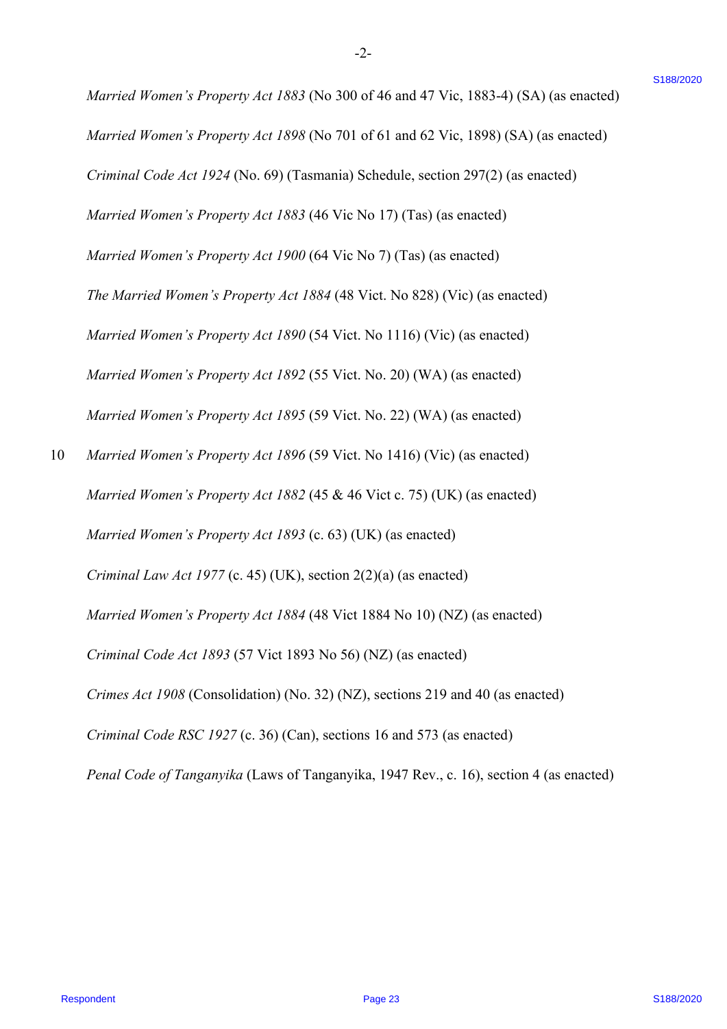*Married Women's Property Act 1883* (No 300 of 46 and 47 Vic, 1883-4) (SA) (as enacted)

*Married Women's Property Act 1898* (No 701 of 61 and 62 Vic, 1898) (SA) (as enacted)

*Criminal Code Act 1924* (No. 69) (Tasmania) Schedule, section 297(2) (as enacted)

*Married Women's Property Act 1883* (46 Vic No 17) (Tas) (as enacted)

*Married Women's Property Act 1900* (64 Vic No 7) (Tas) (as enacted)

*The Married Women's Property Act 1884* (48 Vict. No 828) (Vic) (as enacted)

*Married Women's Property Act 1890* (54 Vict. No 1116) (Vic) (as enacted)

*Married Women's Property Act 1892* (55 Vict. No. 20) (WA) (as enacted)

*Married Women's Property Act 1895* (59 Vict. No. 22) (WA) (as enacted)

*Married Women's Property Act 1896* (59 Vict. No 1416) (Vic) (as enacted)

*Married Women's Property Act 1882* (45 & 46 Vict c. 75) (UK) (as enacted)

*Married Women's Property Act 1893* (c. 63) (UK) (as enacted)

*Criminal Law Act 1977* (c. 45) (UK), section 2(2)(a) (as enacted)

*Married Women's Property Act 1884* (48 Vict 1884 No 10) (NZ) (as enacted)

*Criminal Code Act 1893* (57 Vict 1893 No 56) (NZ) (as enacted)

*Crimes Act 1908* (Consolidation) (No. 32) (NZ), sections 219 and 40 (as enacted)

*Criminal Code RSC 1927* (c. 36) (Can), sections 16 and 573 (as enacted)

*Penal Code of Tanganyika* (Laws of Tanganyika, 1947 Rev., c. 16), section 4 (as enacted)